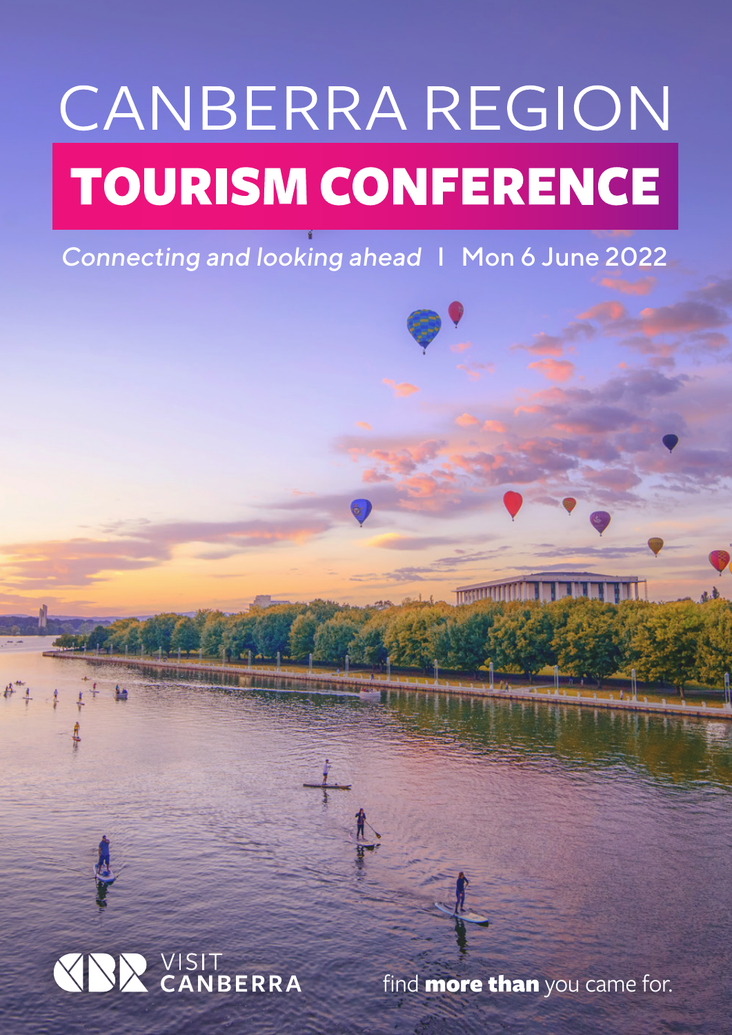# CANBERRA REGION

# TOURISM CONFERENCE

*Connecting and looking ahead* | Mon 6 June 2022

VISIT CANBERRA

find **more than** you came for.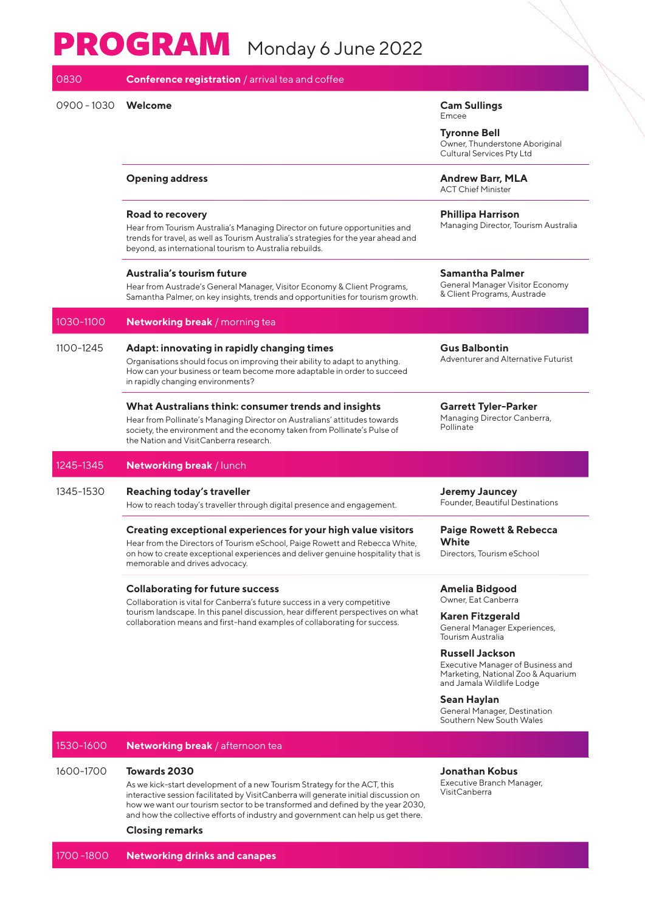# PROGRAM Monday 6 June 2022

| Time | Session | Speaker |
|---|---|---|
| 0830 | **Conference registration** / arrival tea and coffee | |
| 0900 - 1030 | **Welcome** | **Cam Sullings** Emcee<br>**Tyronne Bell** Owner, Thunderstone Aboriginal Cultural Services Pty Ltd |
| | **Opening address** | **Andrew Barr, MLA** ACT Chief Minister |
| | **Road to recovery**<br>Hear from Tourism Australia's Managing Director on future opportunities and trends for travel, as well as Tourism Australia's strategies for the year ahead and beyond, as international tourism to Australia rebuilds. | **Phillipa Harrison** Managing Director, Tourism Australia |
| | **Australia's tourism future**<br>Hear from Austrade's General Manager, Visitor Economy & Client Programs, Samantha Palmer, on key insights, trends and opportunities for tourism growth. | **Samantha Palmer** General Manager Visitor Economy & Client Programs, Austrade |
| 1030-1100 | **Networking break** / morning tea | |
| 1100-1245 | **Adapt: innovating in rapidly changing times**<br>Organisations should focus on improving their ability to adapt to anything. How can your business or team become more adaptable in order to succeed in rapidly changing environments? | **Gus Balbontin** Adventurer and Alternative Futurist |
| | **What Australians think: consumer trends and insights**<br>Hear from Pollinate's Managing Director on Australians' attitudes towards society, the environment and the economy taken from Pollinate's Pulse of the Nation and VisitCanberra research. | **Garrett Tyler-Parker** Managing Director Canberra, Pollinate |
| 1245-1345 | **Networking break** / lunch | |
| 1345-1530 | **Reaching today's traveller**<br>How to reach today's traveller through digital presence and engagement. | **Jeremy Jauncey** Founder, Beautiful Destinations |
| | **Creating exceptional experiences for your high value visitors**<br>Hear from the Directors of Tourism eSchool, Paige Rowett and Rebecca White, on how to create exceptional experiences and deliver genuine hospitality that is memorable and drives advocacy. | **Paige Rowett & Rebecca White** Directors, Tourism eSchool |
| | **Collaborating for future success**<br>Collaboration is vital for Canberra's future success in a very competitive tourism landscape. In this panel discussion, hear different perspectives on what collaboration means and first-hand examples of collaborating for success. | **Amelia Bidgood** Owner, Eat Canberra<br>**Karen Fitzgerald** General Manager Experiences, Tourism Australia<br>**Russell Jackson** Executive Manager of Business and Marketing, National Zoo & Aquarium and Jamala Wildlife Lodge<br>**Sean Haylan** General Manager, Destination Southern New South Wales |
| 1530-1600 | **Networking break** / afternoon tea | |
| 1600-1700 | **Towards 2030**<br>As we kick-start development of a new Tourism Strategy for the ACT, this interactive session facilitated by VisitCanberra will generate initial discussion on how we want our tourism sector to be transformed and defined by the year 2030, and how the collective efforts of industry and government can help us get there.<br>**Closing remarks** | **Jonathan Kobus** Executive Branch Manager, VisitCanberra |
| 1700 -1800 | **Networking drinks and canapes** | |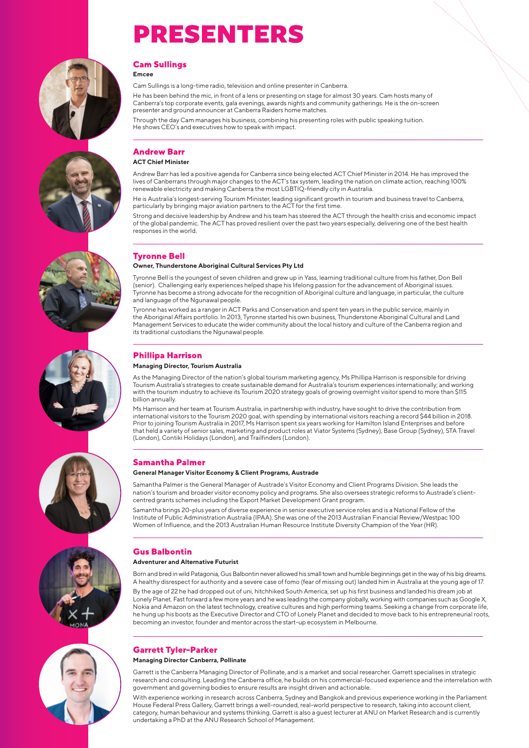# PRESENTERS

## Cam Sullings

**Emcee**

Cam Sullings is a long-time radio, television and online presenter in Canberra.

He has been behind the mic, in front of a lens or presenting on stage for almost 30 years. Cam hosts many of Canberra's top corporate events, gala evenings, awards nights and community gatherings. He is the on-screen presenter and ground announcer at Canberra Raiders home matches.

Through the day Cam manages his business, combining his presenting roles with public speaking tuition. He shows CEO's and executives how to speak with impact.

## Andrew Barr

**ACT Chief Minister**

Andrew Barr has led a positive agenda for Canberra since being elected ACT Chief Minister in 2014. He has improved the lives of Canberrans through major changes to the ACT's tax system, leading the nation on climate action, reaching 100% renewable electricity and making Canberra the most LGBTIQ-friendly city in Australia.

He is Australia's longest-serving Tourism Minister, leading significant growth in tourism and business travel to Canberra, particularly by bringing major aviation partners to the ACT for the first time.

Strong and decisive leadership by Andrew and his team has steered the ACT through the health crisis and economic impact of the global pandemic. The ACT has proved resilient over the past two years especially, delivering one of the best health responses in the world.

## Tyronne Bell

**Owner, Thunderstone Aboriginal Cultural Services Pty Ltd**

Tyronne Bell is the youngest of seven children and grew up in Yass, learning traditional culture from his father, Don Bell (senior). Challenging early experiences helped shape his lifelong passion for the advancement of Aboriginal issues. Tyronne has become a strong advocate for the recognition of Aboriginal culture and language, in particular, the culture and language of the Ngunawal people.

Tyronne has worked as a ranger in ACT Parks and Conservation and spent ten years in the public service, mainly in the Aboriginal Affairs portfolio. In 2013, Tyronne started his own business, Thunderstone Aboriginal Cultural and Land Management Services to educate the wider community about the local history and culture of the Canberra region and its traditional custodians the Ngunawal people.

## Phillipa Harrison

**Managing Director, Tourism Australia**

As the Managing Director of the nation's global tourism marketing agency, Ms Phillipa Harrison is responsible for driving Tourism Australia's strategies to create sustainable demand for Australia's tourism experiences internationally; and working with the tourism industry to achieve its Tourism 2020 strategy goals of growing overnight visitor spend to more than $115 billion annually.

Ms Harrison and her team at Tourism Australia, in partnership with industry, have sought to drive the contribution from international visitors to the Tourism 2020 goal, with spending by international visitors reaching a record $44 billion in 2018. Prior to joining Tourism Australia in 2017, Ms Harrison spent six years working for Hamilton Island Enterprises and before that held a variety of senior sales, marketing and product roles at Viator Systems (Sydney), Base Group (Sydney), STA Travel (London), Contiki Holidays (London), and Trailfinders (London).

## Samantha Palmer

**General Manager Visitor Economy & Client Programs, Austrade**

Samantha Palmer is the General Manager of Austrade's Visitor Economy and Client Programs Division. She leads the nation's tourism and broader visitor economy policy and programs. She also oversees strategic reforms to Austrade's client-centred grants schemes including the Export Market Development Grant program.

Samantha brings 20-plus years of diverse experience in senior executive service roles and is a National Fellow of the Institute of Public Administration Australia (IPAA). She was one of the 2013 Australian Financial Review/Westpac 100 Women of Influence, and the 2013 Australian Human Resource Institute Diversity Champion of the Year (HR).

## Gus Balbontin

**Adventurer and Alternative Futurist**

Born and bred in wild Patagonia, Gus Balbontin never allowed his small town and humble beginnings get in the way of his big dreams. A healthy disrespect for authority and a severe case of fomo (fear of missing out) landed him in Australia at the young age of 17.

By the age of 22 he had dropped out of uni, hitchhiked South America, set up his first business and landed his dream job at Lonely Planet. Fast forward a few more years and he was leading the company globally, working with companies such as Google X, Nokia and Amazon on the latest technology, creative cultures and high performing teams. Seeking a change from corporate life, he hung up his boots as the Executive Director and CTO of Lonely Planet and decided to move back to his entrepreneurial roots, becoming an investor, founder and mentor across the start-up ecosystem in Melbourne.

## Garrett Tyler-Parker

**Managing Director Canberra, Pollinate**

Garrett is the Canberra Managing Director of Pollinate, and is a market and social researcher. Garrett specialises in strategic research and consulting. Leading the Canberra office, he builds on his commercial-focused experience and the interrelation with government and governing bodies to ensure results are insight driven and actionable.

With experience working in research across Canberra, Sydney and Bangkok and previous experience working in the Parliament House Federal Press Gallery, Garrett brings a well-rounded, real-world perspective to research, taking into account client, category, human behaviour and systems thinking. Garrett is also a guest lecturer at ANU on Market Research and is currently undertaking a PhD at the ANU Research School of Management.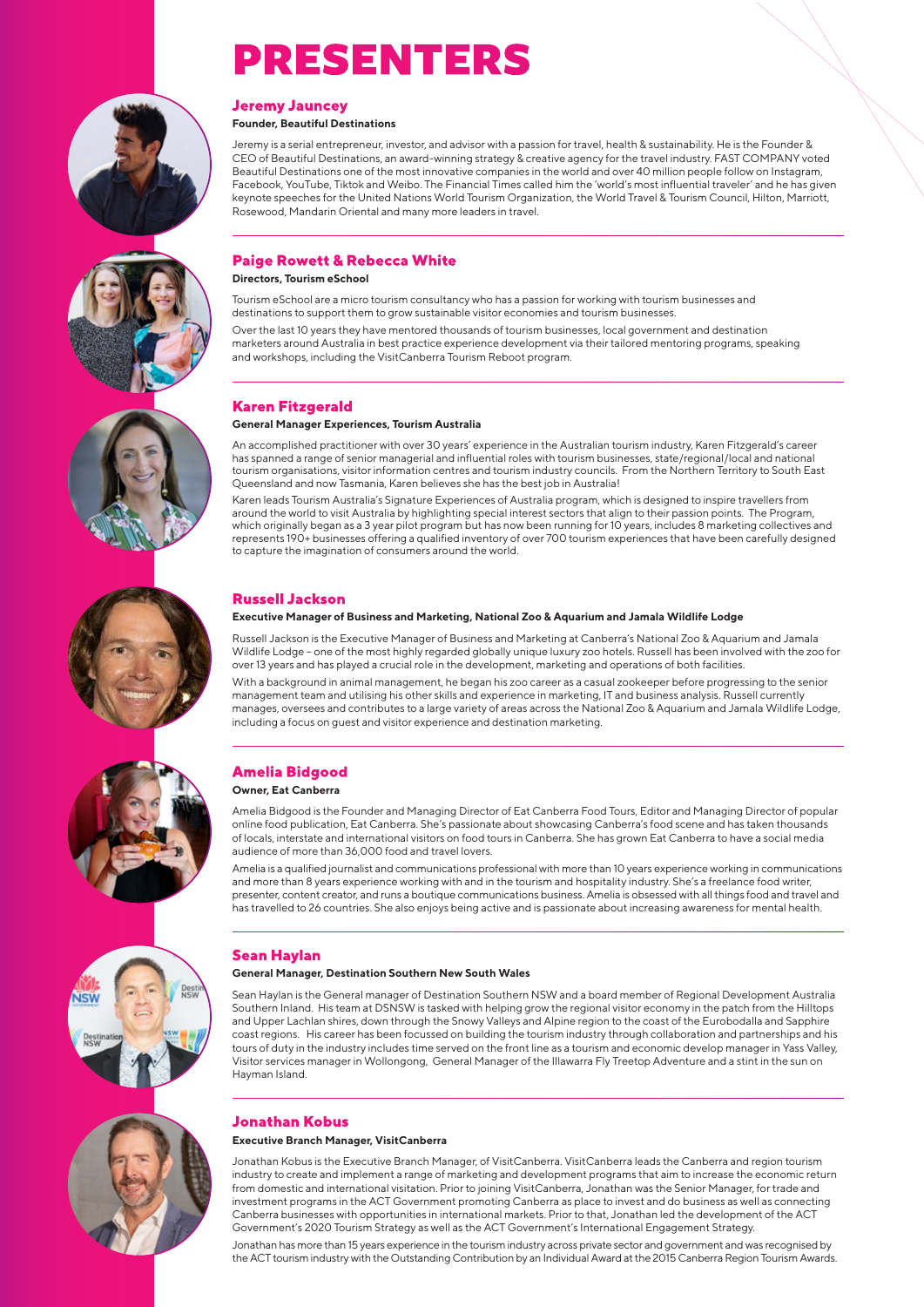# PRESENTERS

## Jeremy Jauncey

**Founder, Beautiful Destinations**

Jeremy is a serial entrepreneur, investor, and advisor with a passion for travel, health & sustainability. He is the Founder & CEO of Beautiful Destinations, an award-winning strategy & creative agency for the travel industry. FAST COMPANY voted Beautiful Destinations one of the most innovative companies in the world and over 40 million people follow on Instagram, Facebook, YouTube, Tiktok and Weibo. The Financial Times called him the 'world's most influential traveler' and he has given keynote speeches for the United Nations World Tourism Organization, the World Travel & Tourism Council, Hilton, Marriott, Rosewood, Mandarin Oriental and many more leaders in travel.

## Paige Rowett & Rebecca White

**Directors, Tourism eSchool**

Tourism eSchool are a micro tourism consultancy who has a passion for working with tourism businesses and destinations to support them to grow sustainable visitor economies and tourism businesses.

Over the last 10 years they have mentored thousands of tourism businesses, local government and destination marketers around Australia in best practice experience development via their tailored mentoring programs, speaking and workshops, including the VisitCanberra Tourism Reboot program.

## Karen Fitzgerald

**General Manager Experiences, Tourism Australia**

An accomplished practitioner with over 30 years' experience in the Australian tourism industry, Karen Fitzgerald's career has spanned a range of senior managerial and influential roles with tourism businesses, state/regional/local and national tourism organisations, visitor information centres and tourism industry councils. From the Northern Territory to South East Queensland and now Tasmania, Karen believes she has the best job in Australia!

Karen leads Tourism Australia's Signature Experiences of Australia program, which is designed to inspire travellers from around the world to visit Australia by highlighting special interest sectors that align to their passion points. The Program, which originally began as a 3 year pilot program but has now been running for 10 years, includes 8 marketing collectives and represents 190+ businesses offering a qualified inventory of over 700 tourism experiences that have been carefully designed to capture the imagination of consumers around the world.

## Russell Jackson

**Executive Manager of Business and Marketing, National Zoo & Aquarium and Jamala Wildlife Lodge**

Russell Jackson is the Executive Manager of Business and Marketing at Canberra's National Zoo & Aquarium and Jamala Wildlife Lodge – one of the most highly regarded globally unique luxury zoo hotels. Russell has been involved with the zoo for over 13 years and has played a crucial role in the development, marketing and operations of both facilities.

With a background in animal management, he began his zoo career as a casual zookeeper before progressing to the senior management team and utilising his other skills and experience in marketing, IT and business analysis. Russell currently manages, oversees and contributes to a large variety of areas across the National Zoo & Aquarium and Jamala Wildlife Lodge, including a focus on guest and visitor experience and destination marketing.

## Amelia Bidgood

**Owner, Eat Canberra**

Amelia Bidgood is the Founder and Managing Director of Eat Canberra Food Tours, Editor and Managing Director of popular online food publication, Eat Canberra. She's passionate about showcasing Canberra's food scene and has taken thousands of locals, interstate and international visitors on food tours in Canberra. She has grown Eat Canberra to have a social media audience of more than 36,000 food and travel lovers.

Amelia is a qualified journalist and communications professional with more than 10 years experience working in communications and more than 8 years experience working with and in the tourism and hospitality industry. She's a freelance food writer, presenter, content creator, and runs a boutique communications business. Amelia is obsessed with all things food and travel and has travelled to 26 countries. She also enjoys being active and is passionate about increasing awareness for mental health.

## Sean Haylan

**General Manager, Destination Southern New South Wales**

Sean Haylan is the General manager of Destination Southern NSW and a board member of Regional Development Australia Southern Inland. His team at DSNSW is tasked with helping grow the regional visitor economy in the patch from the Hilltops and Upper Lachlan shires, down through the Snowy Valleys and Alpine region to the coast of the Eurobodalla and Sapphire coast regions. His career has been focussed on building the tourism industry through collaboration and partnerships and his tours of duty in the industry includes time served on the front line as a tourism and economic develop manager in Yass Valley, Visitor services manager in Wollongong, General Manager of the Illawarra Fly Treetop Adventure and a stint in the sun on Hayman Island.

## Jonathan Kobus

**Executive Branch Manager, VisitCanberra**

Jonathan Kobus is the Executive Branch Manager, of VisitCanberra. VisitCanberra leads the Canberra and region tourism industry to create and implement a range of marketing and development programs that aim to increase the economic return from domestic and international visitation. Prior to joining VisitCanberra, Jonathan was the Senior Manager, for trade and investment programs in the ACT Government promoting Canberra as place to invest and do business as well as connecting Canberra businesses with opportunities in international markets. Prior to that, Jonathan led the development of the ACT Government's 2020 Tourism Strategy as well as the ACT Government's International Engagement Strategy.

Jonathan has more than 15 years experience in the tourism industry across private sector and government and was recognised by the ACT tourism industry with the Outstanding Contribution by an Individual Award at the 2015 Canberra Region Tourism Awards.